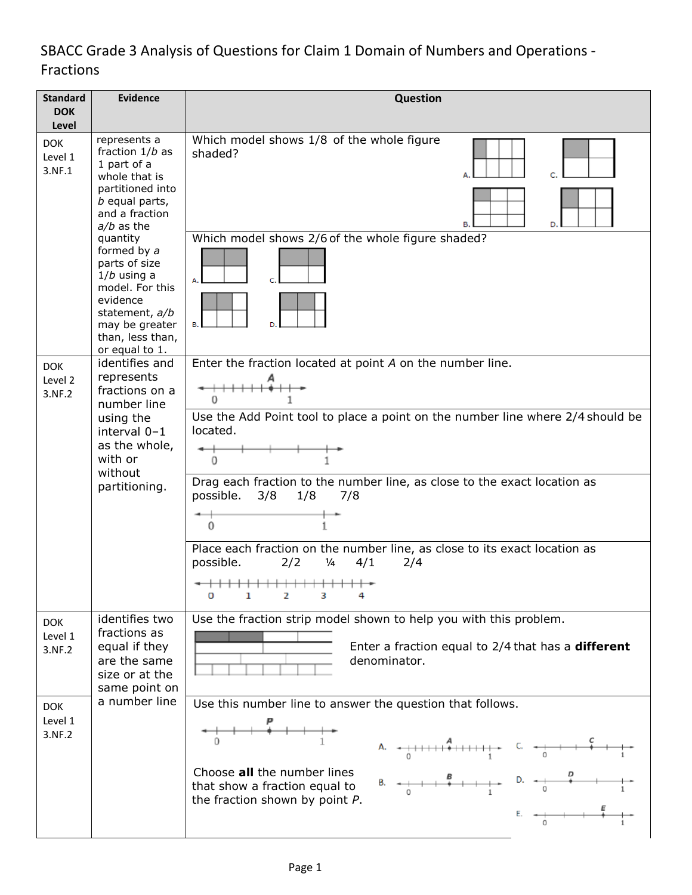# SBACC Grade 3 Analysis of Questions for Claim 1 Domain of Numbers and Operations - Fractions

| Standard DOK Level | Evidence | Question |
|---|---|---|
| DOK Level 1 3.NF.1 | represents a fraction $1/b$ as 1 part of a whole that is partitioned into $b$ equal parts, and a fraction $a/b$ as the quantity formed by $a$ parts of size $1/b$ using a model. For this evidence statement, $a/b$ may be greater than, less than, or equal to 1. | Which model shows 1/8 of the whole figure shaded? A. B. C. D. |
| | | Which model shows 2/6 of the whole figure shaded? A. B. C. D. |
| DOK Level 2 3.NF.2 | identifies and represents fractions on a number line using the interval 0–1 as the whole, with or without partitioning. | Enter the fraction located at point *A* on the number line. A 0 1 |
| | | Use the Add Point tool to place a point on the number line where 2/4 should be located. 0 1 |
| | | Drag each fraction to the number line, as close to the exact location as possible. 3/8 1/8 7/8 0 1 |
| | | Place each fraction on the number line, as close to its exact location as possible. 2/2 ¼ 4/1 2/4 0 1 2 3 4 |
| DOK Level 1 3.NF.2 | identifies two fractions as equal if they are the same size or at the same point on a number line | Use the fraction strip model shown to help you with this problem. Enter a fraction equal to 2/4 that has a **different** denominator. |
| DOK Level 1 3.NF.2 | | Use this number line to answer the question that follows. P 0 1 Choose **all** the number lines that show a fraction equal to the fraction shown by point *P*. A. B. C. D. E. |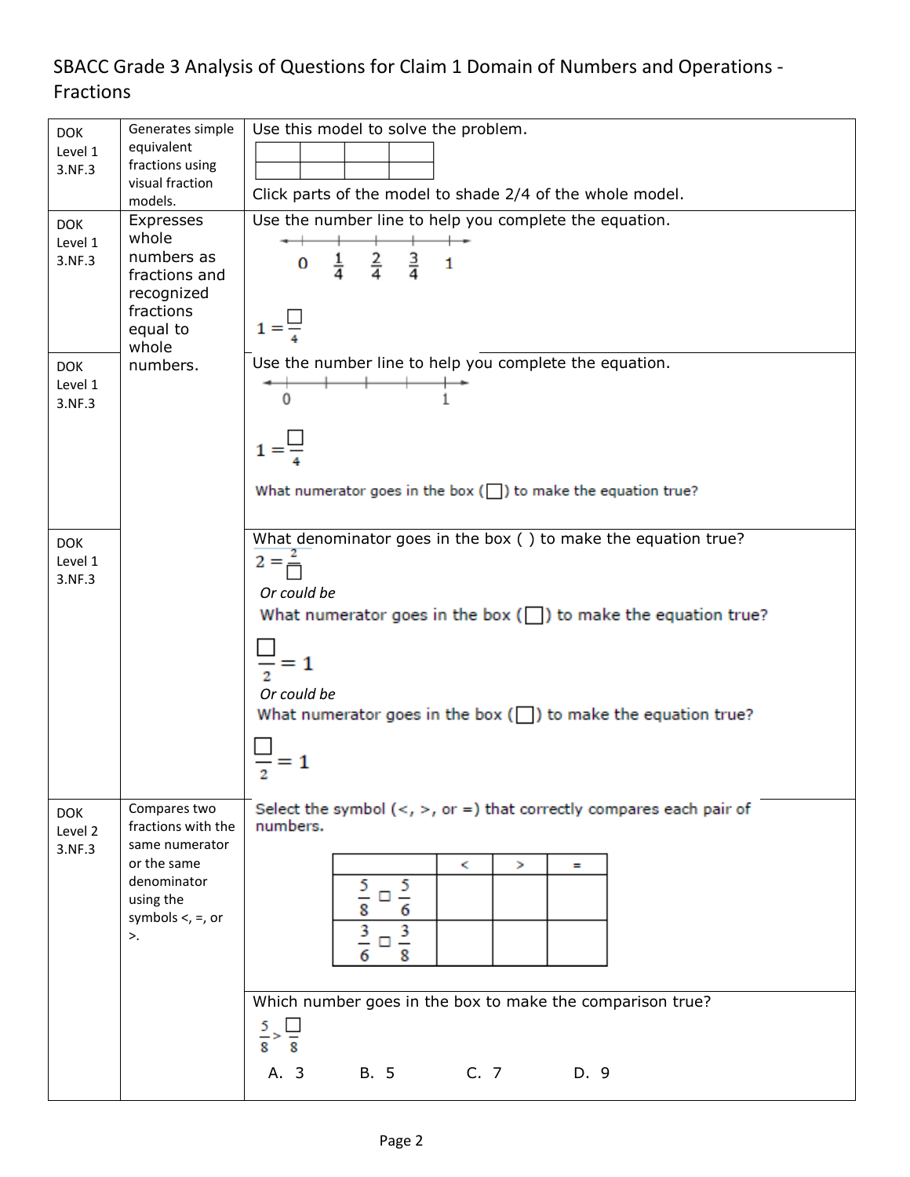# SBACC Grade 3 Analysis of Questions for Claim 1 Domain of Numbers and Operations - Fractions

| DOK Level / Standard | Target | Sample Item |
|---|---|---|
| DOK Level 1 3.NF.3 | Generates simple equivalent fractions using visual fraction models. | Use this model to solve the problem. (model: 2 rows × 4 columns) Click parts of the model to shade 2/4 of the whole model. |
| DOK Level 1 3.NF.3 | Expresses whole numbers as fractions and recognized fractions equal to whole numbers. | Use the number line to help you complete the equation. (number line: 0, $\frac{1}{4}$, $\frac{2}{4}$, $\frac{3}{4}$, 1) $1 = \frac{\square}{4}$ |
| DOK Level 1 3.NF.3 | | Use the number line to help you complete the equation. (number line: 0, 1) $1 = \frac{\square}{4}$ What numerator goes in the box (☐) to make the equation true? |
| DOK Level 1 3.NF.3 | | What denominator goes in the box ( ) to make the equation true? $2 = \frac{2}{\square}$ *Or could be* What numerator goes in the box (☐) to make the equation true? $\frac{\square}{2} = 1$ *Or could be* What numerator goes in the box (☐) to make the equation true? $\frac{\square}{2} = 1$ |
| DOK Level 2 3.NF.3 | Compares two fractions with the same numerator or the same denominator using the symbols <, =, or >. | Select the symbol (<, >, or =) that correctly compares each pair of numbers. (table: $\frac{5}{8} \square \frac{5}{6}$; $\frac{3}{6} \square \frac{3}{8}$ — columns: <, >, =) |
| | | Which number goes in the box to make the comparison true? $\frac{5}{8} > \frac{\square}{8}$ A. 3 B. 5 C. 7 D. 9 |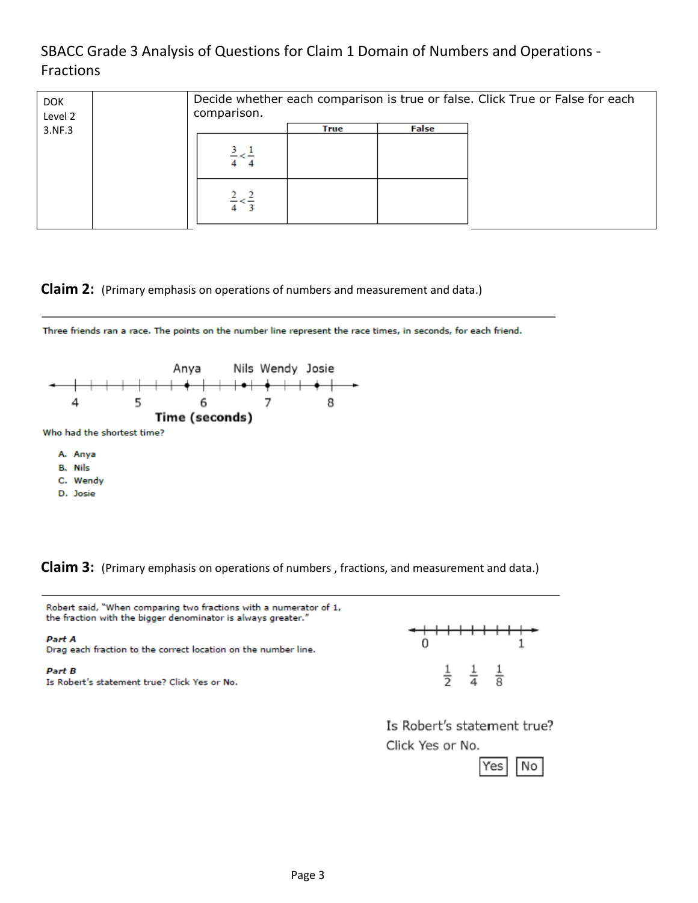SBACC Grade 3 Analysis of Questions for Claim 1 Domain of Numbers and Operations - Fractions

| DOK Level 2 3.NF.3 | | Decide whether each comparison is true or false. Click True or False for each comparison. |
|---|---|---|

| | True | False |
|---|---|---|
| $\frac{3}{4} < \frac{1}{4}$ | | |
| $\frac{2}{4} < \frac{2}{3}$ | | |

**Claim 2:** (Primary emphasis on operations of numbers and measurement and data.)

Three friends ran a race. The points on the number line represent the race times, in seconds, for each friend.

Anya Nils Wendy Josie

4 5 6 7 8

**Time (seconds)**

Who had the shortest time?

A. Anya
B. Nils
C. Wendy
D. Josie

**Claim 3:** (Primary emphasis on operations of numbers , fractions, and measurement and data.)

Robert said, "When comparing two fractions with a numerator of 1, the fraction with the bigger denominator is always greater."

*Part A*
Drag each fraction to the correct location on the number line.

0 1

$\frac{1}{2}$ $\frac{1}{4}$ $\frac{1}{8}$

*Part B*
Is Robert's statement true? Click Yes or No.

Is Robert's statement true?
Click Yes or No.

Yes No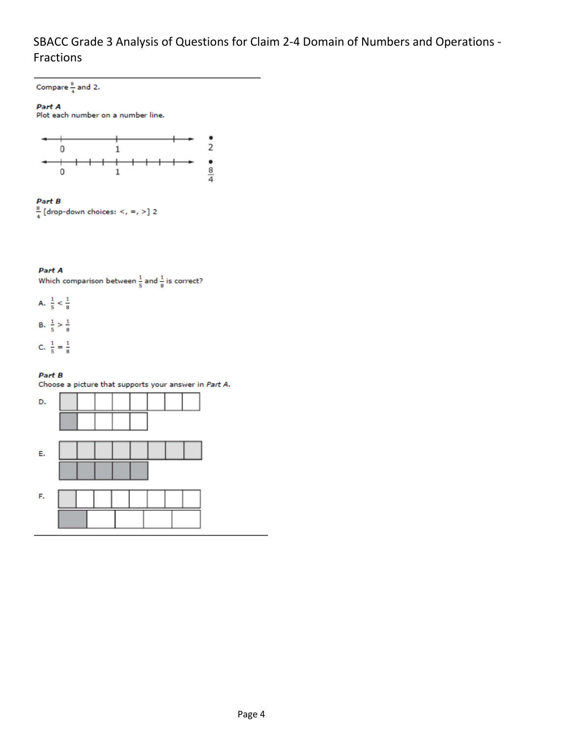SBACC Grade 3 Analysis of Questions for Claim 2-4 Domain of Numbers and Operations - Fractions

---

Compare $\frac{8}{4}$ and 2.

***Part A***
Plot each number on a number line.

0
1
2

0
1
$\frac{8}{4}$

***Part B***
$\frac{8}{4}$ [drop-down choices: <, =, >] 2

***Part A***
Which comparison between $\frac{1}{5}$ and $\frac{1}{8}$ is correct?

A. $\frac{1}{5} < \frac{1}{8}$

B. $\frac{1}{5} > \frac{1}{8}$

C. $\frac{1}{5} = \frac{1}{8}$

***Part B***
Choose a picture that supports your answer in *Part A*.

D.

E.

F.

---